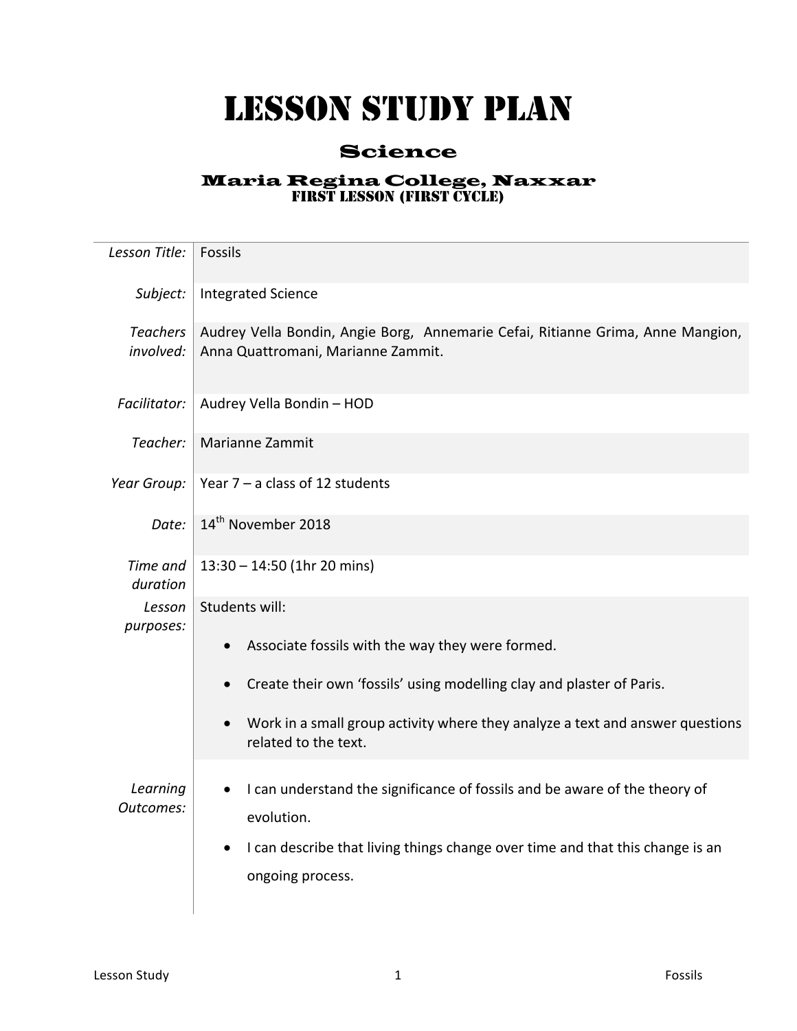# Lesson Study Plan

## Science

### Maria Regina College, Naxxar

FIRST LESSON (FIRST CYCLE)

| | |
|---|---|
| *Lesson Title:* | Fossils |
| *Subject:* | Integrated Science |
| *Teachers involved:* | Audrey Vella Bondin, Angie Borg, Annemarie Cefai, Ritianne Grima, Anne Mangion, Anna Quattromani, Marianne Zammit. |
| *Facilitator:* | Audrey Vella Bondin – HOD |
| *Teacher:* | Marianne Zammit |
| *Year Group:* | Year 7 – a class of 12 students |
| *Date:* | 14th November 2018 |
| *Time and duration* | 13:30 – 14:50 (1hr 20 mins) |
| *Lesson purposes:* | Students will:<br>• Associate fossils with the way they were formed.<br>• Create their own 'fossils' using modelling clay and plaster of Paris.<br>• Work in a small group activity where they analyze a text and answer questions related to the text. |
| *Learning Outcomes:* | • I can understand the significance of fossils and be aware of the theory of evolution.<br>• I can describe that living things change over time and that this change is an ongoing process. |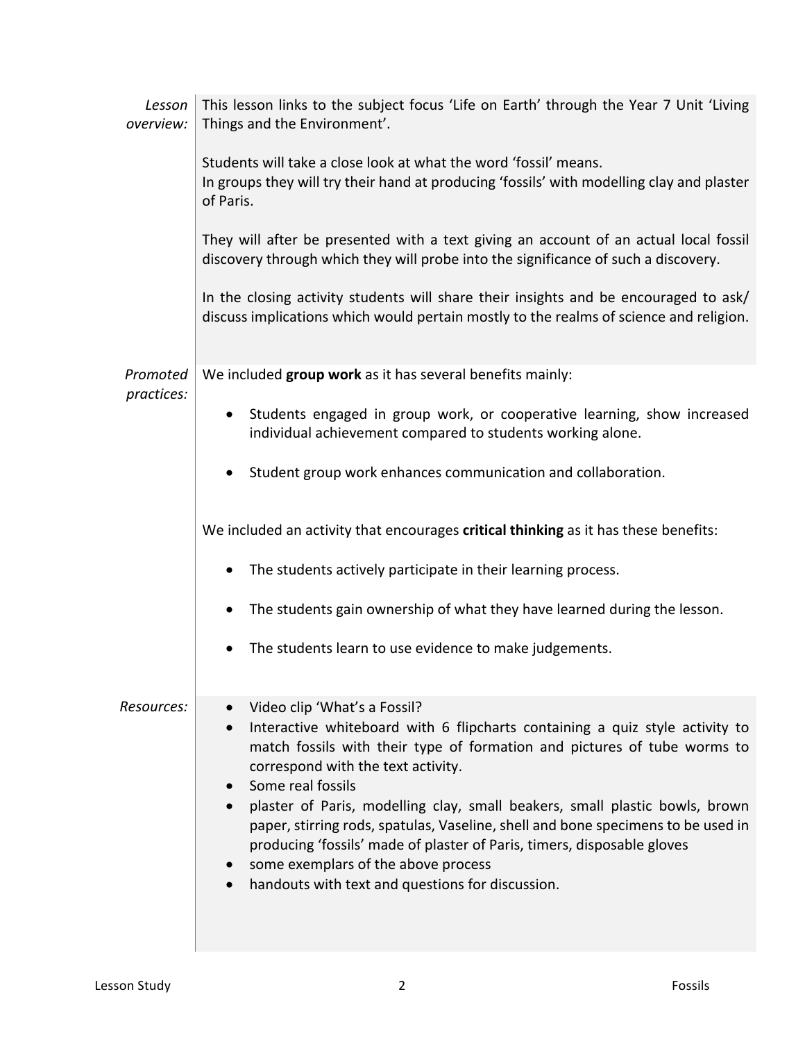| | |
|---|---|
| *Lesson overview:* | This lesson links to the subject focus 'Life on Earth' through the Year 7 Unit 'Living Things and the Environment'.<br><br>Students will take a close look at what the word 'fossil' means.<br>In groups they will try their hand at producing 'fossils' with modelling clay and plaster of Paris.<br><br>They will after be presented with a text giving an account of an actual local fossil discovery through which they will probe into the significance of such a discovery.<br><br>In the closing activity students will share their insights and be encouraged to ask/ discuss implications which would pertain mostly to the realms of science and religion. |
| *Promoted practices:* | We included **group work** as it has several benefits mainly:<br><br>• Students engaged in group work, or cooperative learning, show increased individual achievement compared to students working alone.<br><br>• Student group work enhances communication and collaboration.<br><br>We included an activity that encourages **critical thinking** as it has these benefits:<br><br>• The students actively participate in their learning process.<br><br>• The students gain ownership of what they have learned during the lesson.<br><br>• The students learn to use evidence to make judgements. |
| *Resources:* | • Video clip 'What's a Fossil?<br>• Interactive whiteboard with 6 flipcharts containing a quiz style activity to match fossils with their type of formation and pictures of tube worms to correspond with the text activity.<br>• Some real fossils<br>• plaster of Paris, modelling clay, small beakers, small plastic bowls, brown paper, stirring rods, spatulas, Vaseline, shell and bone specimens to be used in producing 'fossils' made of plaster of Paris, timers, disposable gloves<br>• some exemplars of the above process<br>• handouts with text and questions for discussion. |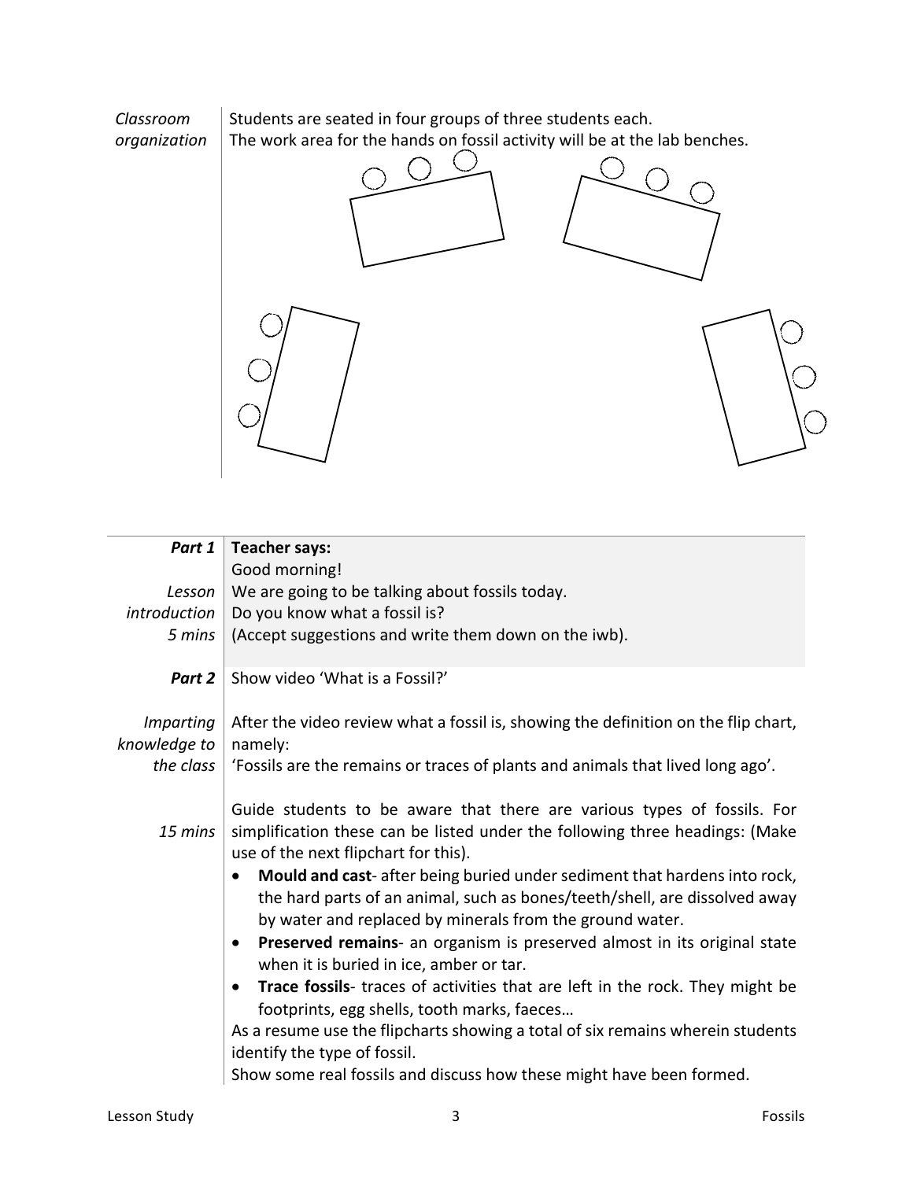| *Classroom organization* | Students are seated in four groups of three students each.<br>The work area for the hands on fossil activity will be at the lab benches. |
|---|---|

| | |
|---|---|
| ***Part 1*** | **Teacher says:** |
| *Lesson introduction* | Good morning!<br>We are going to be talking about fossils today.<br>Do you know what a fossil is?<br>(Accept suggestions and write them down on the iwb). |
| *5 mins* | |
| ***Part 2*** | Show video 'What is a Fossil?' |
| *Imparting knowledge to the class* | After the video review what a fossil is, showing the definition on the flip chart, namely:<br>'Fossils are the remains or traces of plants and animals that lived long ago'. |
| *15 mins* | Guide students to be aware that there are various types of fossils. For simplification these can be listed under the following three headings: (Make use of the next flipchart for this).<br>• **Mould and cast**- after being buried under sediment that hardens into rock, the hard parts of an animal, such as bones/teeth/shell, are dissolved away by water and replaced by minerals from the ground water.<br>• **Preserved remains**- an organism is preserved almost in its original state when it is buried in ice, amber or tar.<br>• **Trace fossils**- traces of activities that are left in the rock. They might be footprints, egg shells, tooth marks, faeces…<br>As a resume use the flipcharts showing a total of six remains wherein students identify the type of fossil.<br>Show some real fossils and discuss how these might have been formed. |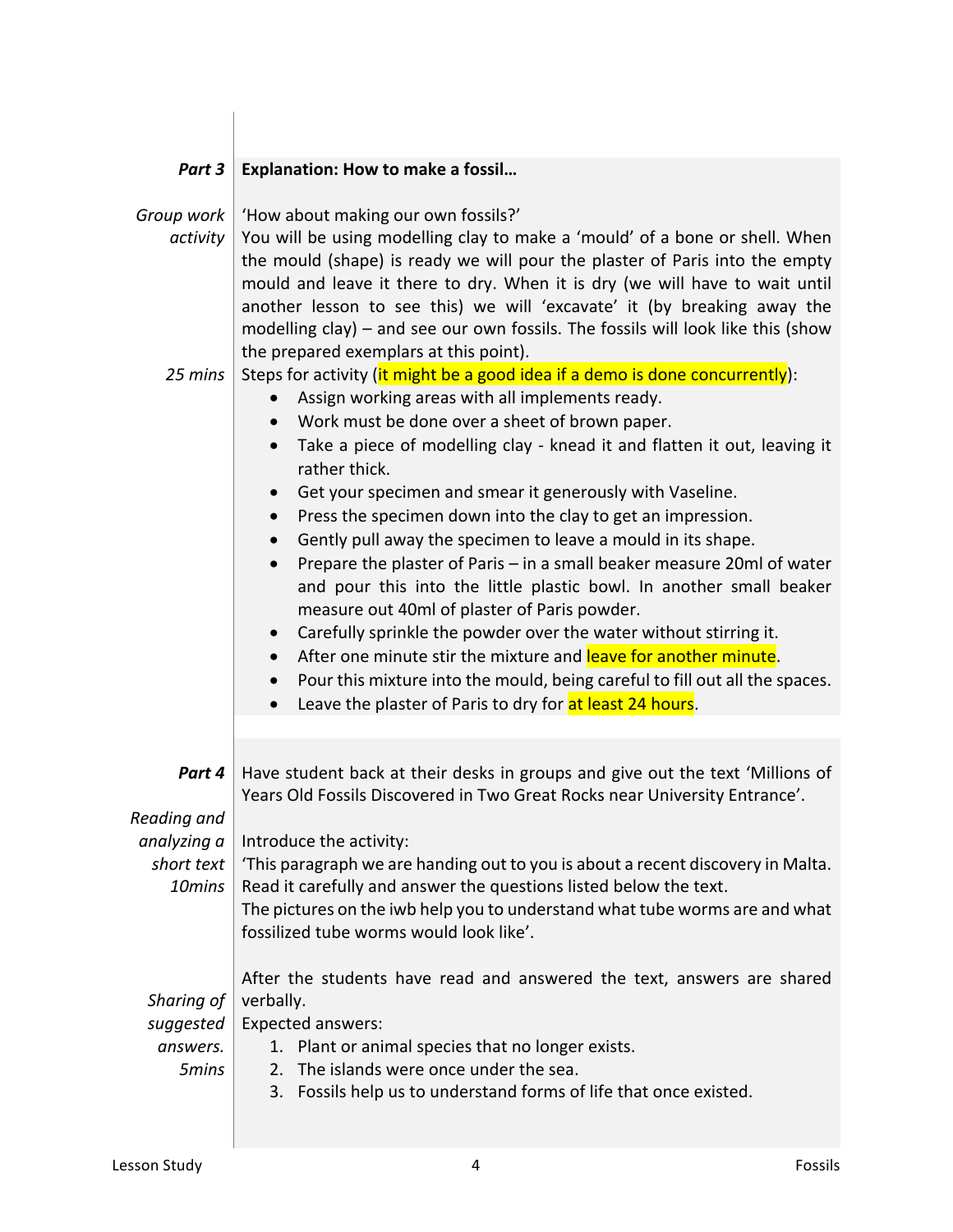| | |
|---|---|
| ***Part 3*** | **Explanation: How to make a fossil…** |
| *Group work activity* | 'How about making our own fossils?'<br>You will be using modelling clay to make a 'mould' of a bone or shell. When the mould (shape) is ready we will pour the plaster of Paris into the empty mould and leave it there to dry. When it is dry (we will have to wait until another lesson to see this) we will 'excavate' it (by breaking away the modelling clay) – and see our own fossils. The fossils will look like this (show the prepared exemplars at this point). |
| *25 mins* | Steps for activity (it might be a good idea if a demo is done concurrently):<br>• Assign working areas with all implements ready.<br>• Work must be done over a sheet of brown paper.<br>• Take a piece of modelling clay - knead it and flatten it out, leaving it rather thick.<br>• Get your specimen and smear it generously with Vaseline.<br>• Press the specimen down into the clay to get an impression.<br>• Gently pull away the specimen to leave a mould in its shape.<br>• Prepare the plaster of Paris – in a small beaker measure 20ml of water and pour this into the little plastic bowl. In another small beaker measure out 40ml of plaster of Paris powder.<br>• Carefully sprinkle the powder over the water without stirring it.<br>• After one minute stir the mixture and leave for another minute.<br>• Pour this mixture into the mould, being careful to fill out all the spaces.<br>• Leave the plaster of Paris to dry for at least 24 hours. |
| ***Part 4*** | Have student back at their desks in groups and give out the text 'Millions of Years Old Fossils Discovered in Two Great Rocks near University Entrance'. |
| *Reading and analyzing a short text 10mins* | Introduce the activity:<br>'This paragraph we are handing out to you is about a recent discovery in Malta. Read it carefully and answer the questions listed below the text.<br>The pictures on the iwb help you to understand what tube worms are and what fossilized tube worms would look like'. |
| *Sharing of suggested answers. 5mins* | After the students have read and answered the text, answers are shared verbally.<br>Expected answers:<br>1. Plant or animal species that no longer exists.<br>2. The islands were once under the sea.<br>3. Fossils help us to understand forms of life that once existed. |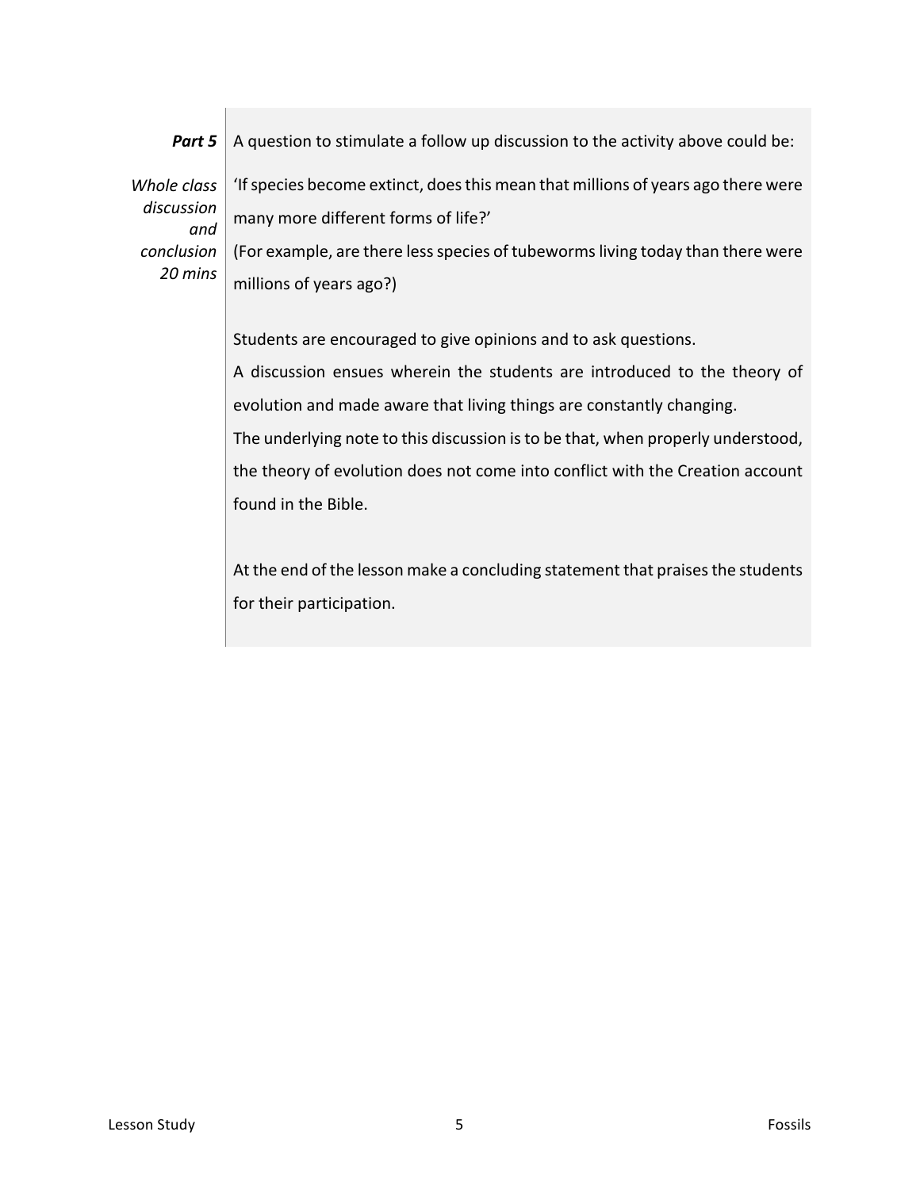| | |
|---|---|
| ***Part 5***<br><br>*Whole class discussion and conclusion 20 mins* | A question to stimulate a follow up discussion to the activity above could be:<br><br>'If species become extinct, does this mean that millions of years ago there were many more different forms of life?'<br>(For example, are there less species of tubeworms living today than there were millions of years ago?)<br><br>Students are encouraged to give opinions and to ask questions.<br>A discussion ensues wherein the students are introduced to the theory of evolution and made aware that living things are constantly changing.<br>The underlying note to this discussion is to be that, when properly understood, the theory of evolution does not come into conflict with the Creation account found in the Bible.<br><br>At the end of the lesson make a concluding statement that praises the students for their participation. |